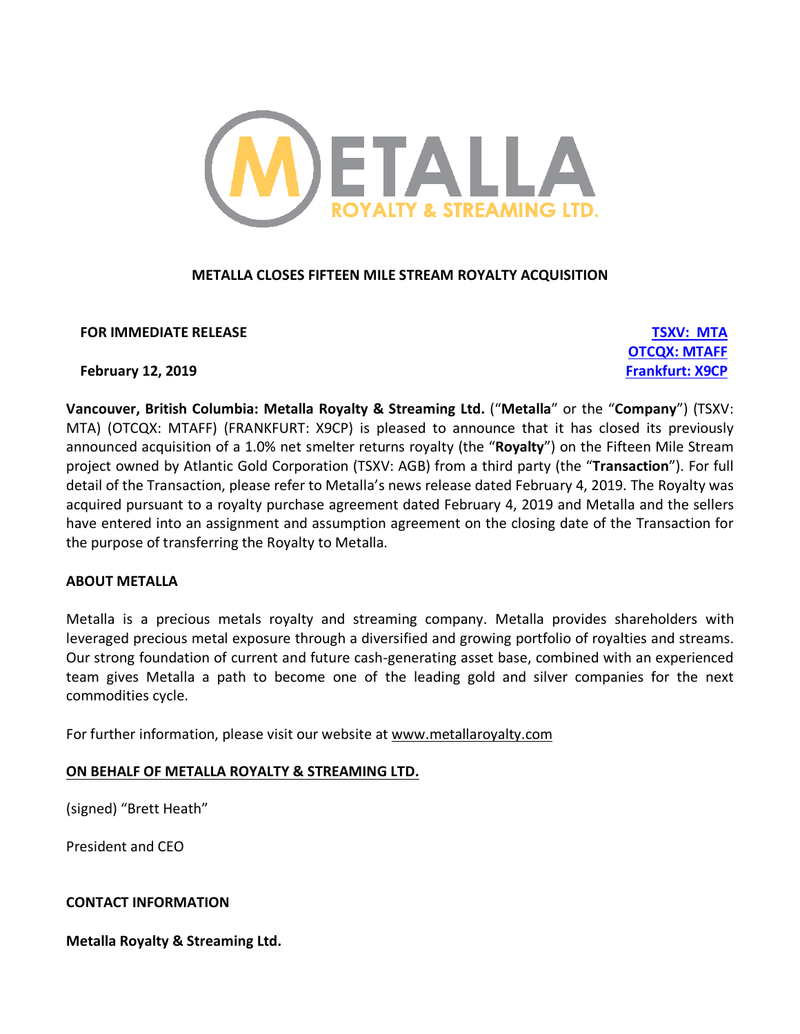# METALLA CLOSES FIFTEEN MILE STREAM ROYALTY ACQUISITION

**FOR IMMEDIATE RELEASE**

**February 12, 2019**

**TSXV: MTA**
**OTCQX: MTAFF**
**Frankfurt: X9CP**

**Vancouver, British Columbia: Metalla Royalty & Streaming Ltd.** ("**Metalla**" or the "**Company**") (TSXV: MTA) (OTCQX: MTAFF) (FRANKFURT: X9CP) is pleased to announce that it has closed its previously announced acquisition of a 1.0% net smelter returns royalty (the "**Royalty**") on the Fifteen Mile Stream project owned by Atlantic Gold Corporation (TSXV: AGB) from a third party (the "**Transaction**"). For full detail of the Transaction, please refer to Metalla's news release dated February 4, 2019. The Royalty was acquired pursuant to a royalty purchase agreement dated February 4, 2019 and Metalla and the sellers have entered into an assignment and assumption agreement on the closing date of the Transaction for the purpose of transferring the Royalty to Metalla.

## ABOUT METALLA

Metalla is a precious metals royalty and streaming company. Metalla provides shareholders with leveraged precious metal exposure through a diversified and growing portfolio of royalties and streams. Our strong foundation of current and future cash-generating asset base, combined with an experienced team gives Metalla a path to become one of the leading gold and silver companies for the next commodities cycle.

For further information, please visit our website at www.metallaroyalty.com

**ON BEHALF OF METALLA ROYALTY & STREAMING LTD.**

(signed) "Brett Heath"

President and CEO

**CONTACT INFORMATION**

**Metalla Royalty & Streaming Ltd.**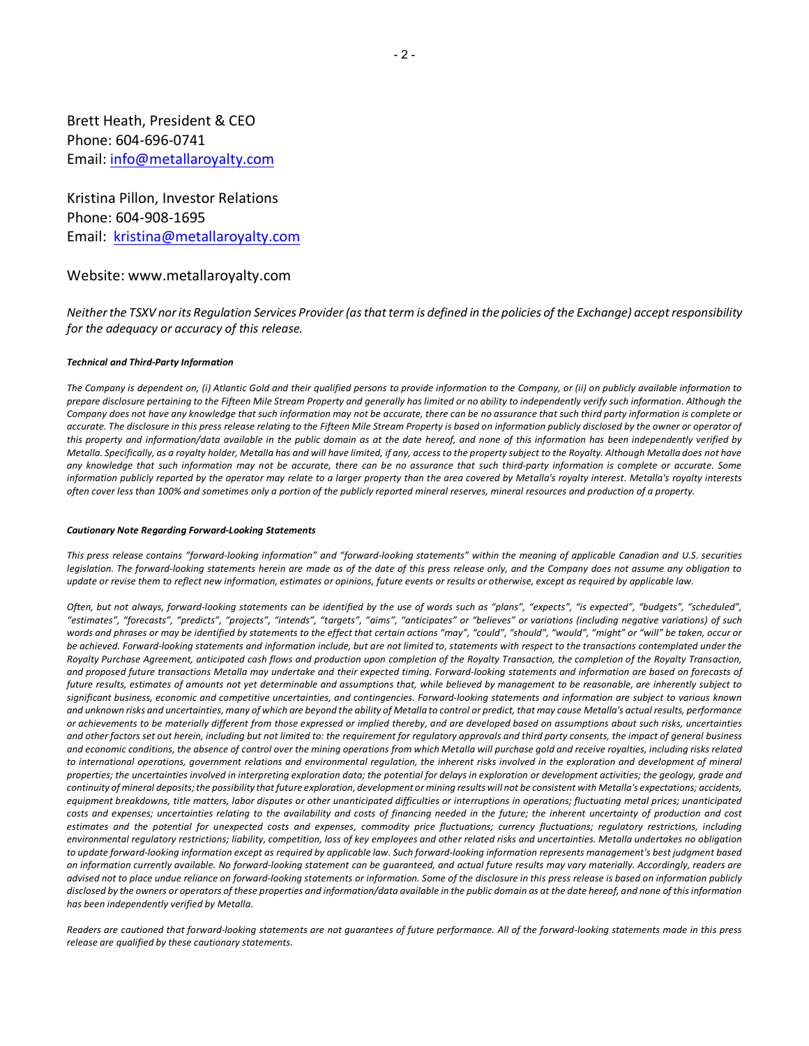Brett Heath, President & CEO
Phone: 604-696-0741
Email: info@metallaroyalty.com

Kristina Pillon, Investor Relations
Phone: 604-908-1695
Email: kristina@metallaroyalty.com

Website: www.metallaroyalty.com

*Neither the TSXV nor its Regulation Services Provider (as that term is defined in the policies of the Exchange) accept responsibility for the adequacy or accuracy of this release.*

***Technical and Third-Party Information***

*The Company is dependent on, (i) Atlantic Gold and their qualified persons to provide information to the Company, or (ii) on publicly available information to prepare disclosure pertaining to the Fifteen Mile Stream Property and generally has limited or no ability to independently verify such information. Although the Company does not have any knowledge that such information may not be accurate, there can be no assurance that such third party information is complete or accurate. The disclosure in this press release relating to the Fifteen Mile Stream Property is based on information publicly disclosed by the owner or operator of this property and information/data available in the public domain as at the date hereof, and none of this information has been independently verified by Metalla. Specifically, as a royalty holder, Metalla has and will have limited, if any, access to the property subject to the Royalty. Although Metalla does not have any knowledge that such information may not be accurate, there can be no assurance that such third-party information is complete or accurate. Some information publicly reported by the operator may relate to a larger property than the area covered by Metalla's royalty interest. Metalla's royalty interests often cover less than 100% and sometimes only a portion of the publicly reported mineral reserves, mineral resources and production of a property.*

***Cautionary Note Regarding Forward-Looking Statements***

*This press release contains "forward-looking information" and "forward-looking statements" within the meaning of applicable Canadian and U.S. securities legislation. The forward-looking statements herein are made as of the date of this press release only, and the Company does not assume any obligation to update or revise them to reflect new information, estimates or opinions, future events or results or otherwise, except as required by applicable law.*

*Often, but not always, forward-looking statements can be identified by the use of words such as "plans", "expects", "is expected", "budgets", "scheduled", "estimates", "forecasts", "predicts", "projects", "intends", "targets", "aims", "anticipates" or "believes" or variations (including negative variations) of such words and phrases or may be identified by statements to the effect that certain actions "may", "could", "should", "would", "might" or "will" be taken, occur or be achieved. Forward-looking statements and information include, but are not limited to, statements with respect to the transactions contemplated under the Royalty Purchase Agreement, anticipated cash flows and production upon completion of the Royalty Transaction, the completion of the Royalty Transaction, and proposed future transactions Metalla may undertake and their expected timing. Forward-looking statements and information are based on forecasts of future results, estimates of amounts not yet determinable and assumptions that, while believed by management to be reasonable, are inherently subject to significant business, economic and competitive uncertainties, and contingencies. Forward-looking statements and information are subject to various known and unknown risks and uncertainties, many of which are beyond the ability of Metalla to control or predict, that may cause Metalla's actual results, performance or achievements to be materially different from those expressed or implied thereby, and are developed based on assumptions about such risks, uncertainties and other factors set out herein, including but not limited to: the requirement for regulatory approvals and third party consents, the impact of general business and economic conditions, the absence of control over the mining operations from which Metalla will purchase gold and receive royalties, including risks related to international operations, government relations and environmental regulation, the inherent risks involved in the exploration and development of mineral properties; the uncertainties involved in interpreting exploration data; the potential for delays in exploration or development activities; the geology, grade and continuity of mineral deposits; the possibility that future exploration, development or mining results will not be consistent with Metalla's expectations; accidents, equipment breakdowns, title matters, labor disputes or other unanticipated difficulties or interruptions in operations; fluctuating metal prices; unanticipated costs and expenses; uncertainties relating to the availability and costs of financing needed in the future; the inherent uncertainty of production and cost estimates and the potential for unexpected costs and expenses, commodity price fluctuations; currency fluctuations; regulatory restrictions, including environmental regulatory restrictions; liability, competition, loss of key employees and other related risks and uncertainties. Metalla undertakes no obligation to update forward-looking information except as required by applicable law. Such forward-looking information represents management's best judgment based on information currently available. No forward-looking statement can be guaranteed, and actual future results may vary materially. Accordingly, readers are advised not to place undue reliance on forward-looking statements or information. Some of the disclosure in this press release is based on information publicly disclosed by the owners or operators of these properties and information/data available in the public domain as at the date hereof, and none of this information has been independently verified by Metalla.*

*Readers are cautioned that forward-looking statements are not guarantees of future performance. All of the forward-looking statements made in this press release are qualified by these cautionary statements.*